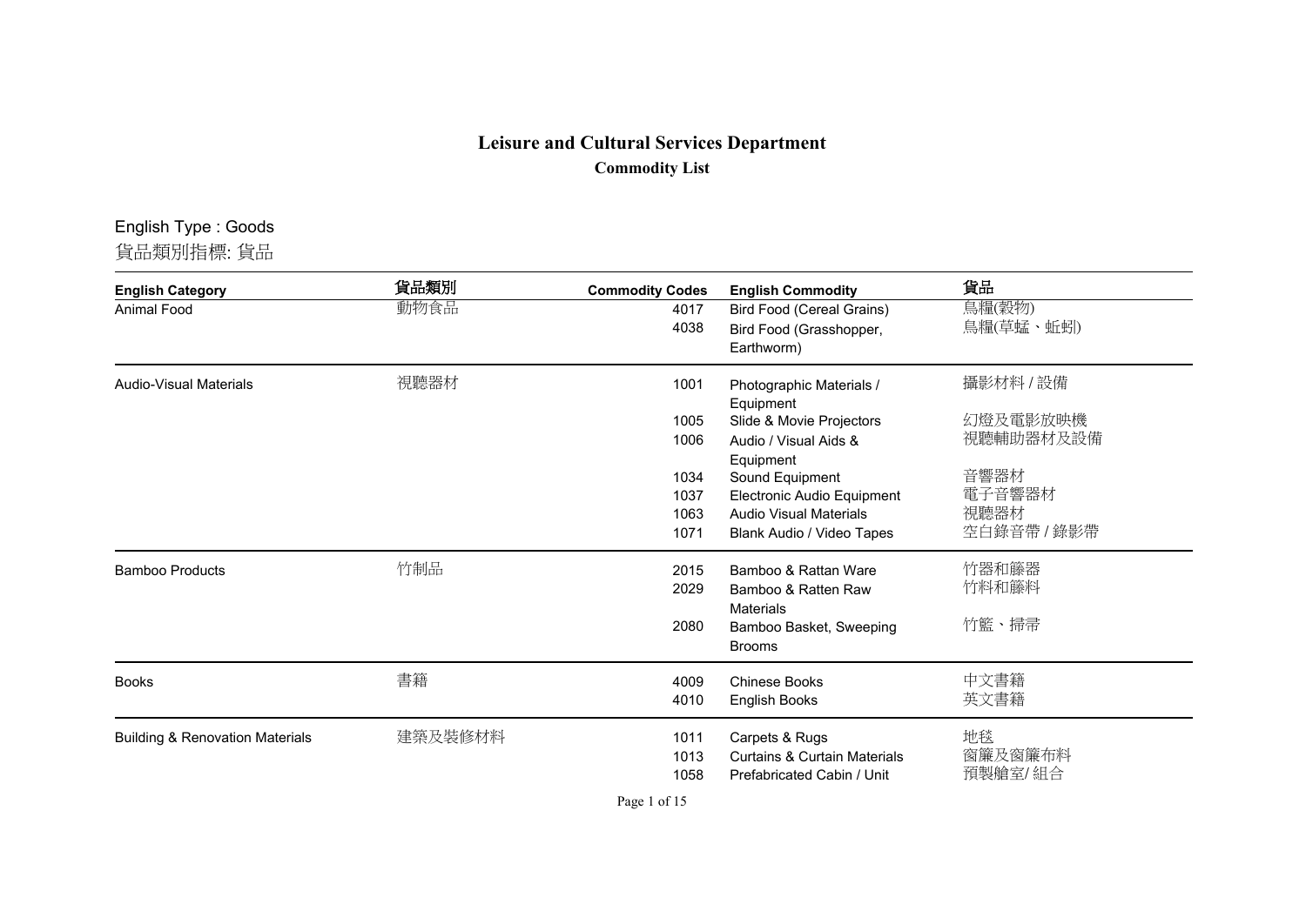# Leisure and Cultural Services Department

## Commodity List

English Type : Goods
貨品類別指標: 貨品

| English Category | 貨品類別 | Commodity Codes | English Commodity | 貨品 |
|---|---|---|---|---|
| Animal Food | 動物食品 | 4017 | Bird Food (Cereal Grains) | 鳥糧(穀物) |
| | | 4038 | Bird Food (Grasshopper, Earthworm) | 鳥糧(草蜢、蚯蚓) |
| Audio-Visual Materials | 視聽器材 | 1001 | Photographic Materials / Equipment | 攝影材料 / 設備 |
| | | 1005 | Slide & Movie Projectors | 幻燈及電影放映機 |
| | | 1006 | Audio / Visual Aids & Equipment | 視聽輔助器材及設備 |
| | | 1034 | Sound Equipment | 音響器材 |
| | | 1037 | Electronic Audio Equipment | 電子音響器材 |
| | | 1063 | Audio Visual Materials | 視聽器材 |
| | | 1071 | Blank Audio / Video Tapes | 空白錄音帶 / 錄影帶 |
| Bamboo Products | 竹制品 | 2015 | Bamboo & Rattan Ware | 竹器和籐器 |
| | | 2029 | Bamboo & Ratten Raw Materials | 竹料和籐料 |
| | | 2080 | Bamboo Basket, Sweeping Brooms | 竹籃、掃帚 |
| Books | 書籍 | 4009 | Chinese Books | 中文書籍 |
| | | 4010 | English Books | 英文書籍 |
| Building & Renovation Materials | 建築及裝修材料 | 1011 | Carpets & Rugs | 地毯 |
| | | 1013 | Curtains & Curtain Materials | 窗簾及窗簾布料 |
| | | 1058 | Prefabricated Cabin / Unit | 預製艙室/ 組合 |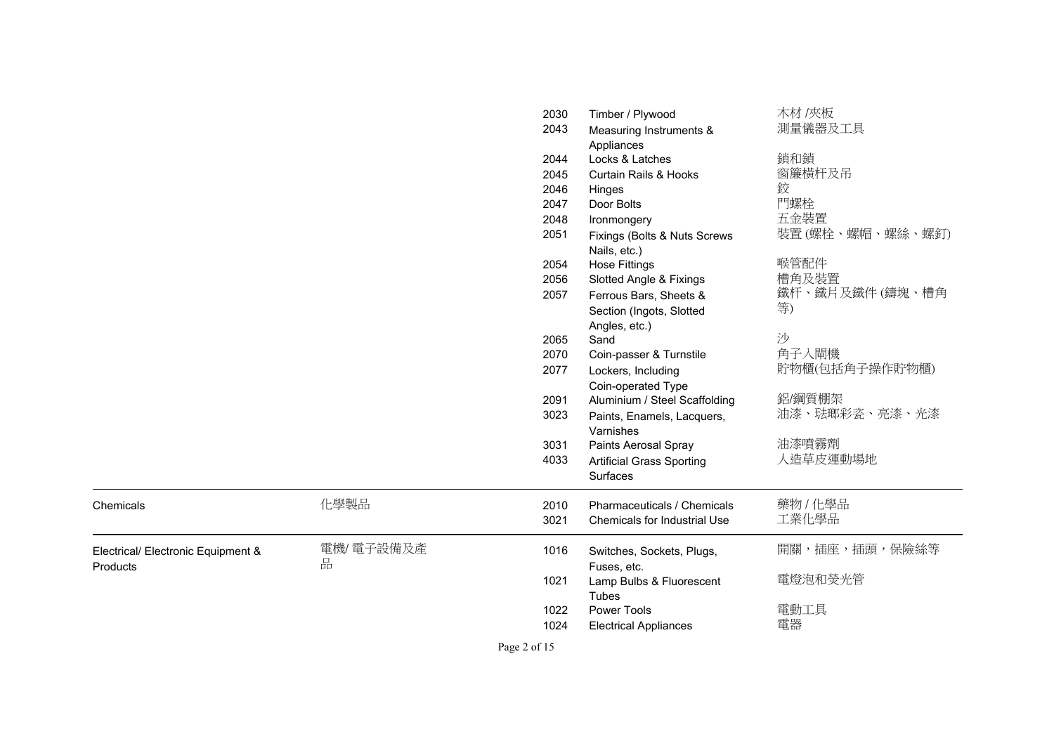| | | | | |
|---|---|---|---|---|
| | | 2030 | Timber / Plywood | 木材 /夾板 |
| | | 2043 | Measuring Instruments & Appliances | 測量儀器及工具 |
| | | 2044 | Locks & Latches | 鎖和鎖 |
| | | 2045 | Curtain Rails & Hooks | 窗簾橫杆及吊 |
| | | 2046 | Hinges | 鉸 |
| | | 2047 | Door Bolts | 門螺栓 |
| | | 2048 | Ironmongery | 五金裝置 |
| | | 2051 | Fixings (Bolts & Nuts Screws Nails, etc.) | 裝置 (螺栓、螺帽、螺絲、螺釘) |
| | | 2054 | Hose Fittings | 喉管配件 |
| | | 2056 | Slotted Angle & Fixings | 槽角及裝置 |
| | | 2057 | Ferrous Bars, Sheets & Section (Ingots, Slotted Angles, etc.) | 鐵杆、鐵片及鐵件 (鑄塊、槽角等) |
| | | 2065 | Sand | 沙 |
| | | 2070 | Coin-passer & Turnstile | 角子入閘機 |
| | | 2077 | Lockers, Including Coin-operated Type | 貯物櫃(包括角子操作貯物櫃) |
| | | 2091 | Aluminium / Steel Scaffolding | 鋁/鋼質棚架 |
| | | 3023 | Paints, Enamels, Lacquers, Varnishes | 油漆、琺瑯彩瓷、亮漆、光漆 |
| | | 3031 | Paints Aerosal Spray | 油漆噴霧劑 |
| | | 4033 | Artificial Grass Sporting Surfaces | 人造草皮運動場地 |
| Chemicals | 化學製品 | 2010 | Pharmaceuticals / Chemicals | 藥物 / 化學品 |
| | | 3021 | Chemicals for Industrial Use | 工業化學品 |
| Electrical/ Electronic Equipment & Products | 電機/ 電子設備及產品 | 1016 | Switches, Sockets, Plugs, Fuses, etc. | 開關，插座，插頭，保險絲等 |
| | | 1021 | Lamp Bulbs & Fluorescent Tubes | 電燈泡和熒光管 |
| | | 1022 | Power Tools | 電動工具 |
| | | 1024 | Electrical Appliances | 電器 |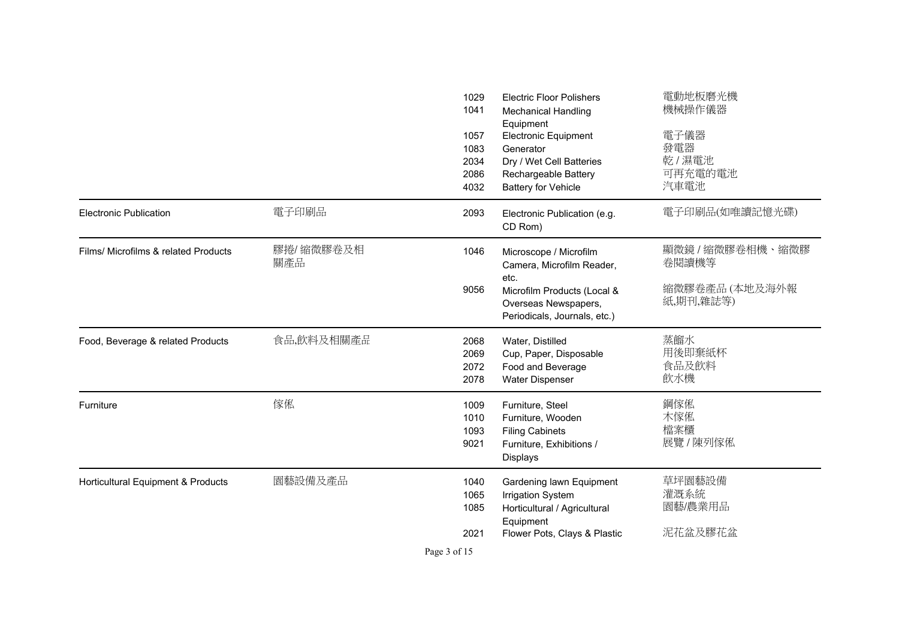| | | | | |
|---|---|---|---|---|
| | | 1029 | Electric Floor Polishers | 電動地板磨光機 |
| | | 1041 | Mechanical Handling Equipment | 機械操作儀器 |
| | | 1057 | Electronic Equipment | 電子儀器 |
| | | 1083 | Generator | 發電器 |
| | | 2034 | Dry / Wet Cell Batteries | 乾 / 濕電池 |
| | | 2086 | Rechargeable Battery | 可再充電的電池 |
| | | 4032 | Battery for Vehicle | 汽車電池 |
| Electronic Publication | 電子印刷品 | 2093 | Electronic Publication (e.g. CD Rom) | 電子印刷品(如唯讀記憶光碟) |
| Films/ Microfilms & related Products | 膠捲/ 縮微膠卷及相關產品 | 1046 | Microscope / Microfilm Camera, Microfilm Reader, etc. | 顯微鏡 / 縮微膠卷相機、縮微膠卷閱讀機等 |
| | | 9056 | Microfilm Products (Local & Overseas Newspapers, Periodicals, Journals, etc.) | 縮微膠卷產品 (本地及海外報紙,期刊,雜誌等) |
| Food, Beverage & related Products | 食品,飲料及相關產品 | 2068 | Water, Distilled | 蒸餾水 |
| | | 2069 | Cup, Paper, Disposable | 用後即棄紙杯 |
| | | 2072 | Food and Beverage | 食品及飲料 |
| | | 2078 | Water Dispenser | 飲水機 |
| Furniture | 傢俬 | 1009 | Furniture, Steel | 鋼傢俬 |
| | | 1010 | Furniture, Wooden | 木傢俬 |
| | | 1093 | Filing Cabinets | 檔案櫃 |
| | | 9021 | Furniture, Exhibitions / Displays | 展覽 / 陳列傢俬 |
| Horticultural Equipment & Products | 園藝設備及產品 | 1040 | Gardening lawn Equipment | 草坪園藝設備 |
| | | 1065 | Irrigation System | 灌溉系統 |
| | | 1085 | Horticultural / Agricultural Equipment | 園藝/農業用品 |
| | | 2021 | Flower Pots, Clays & Plastic | 泥花盆及膠花盆 |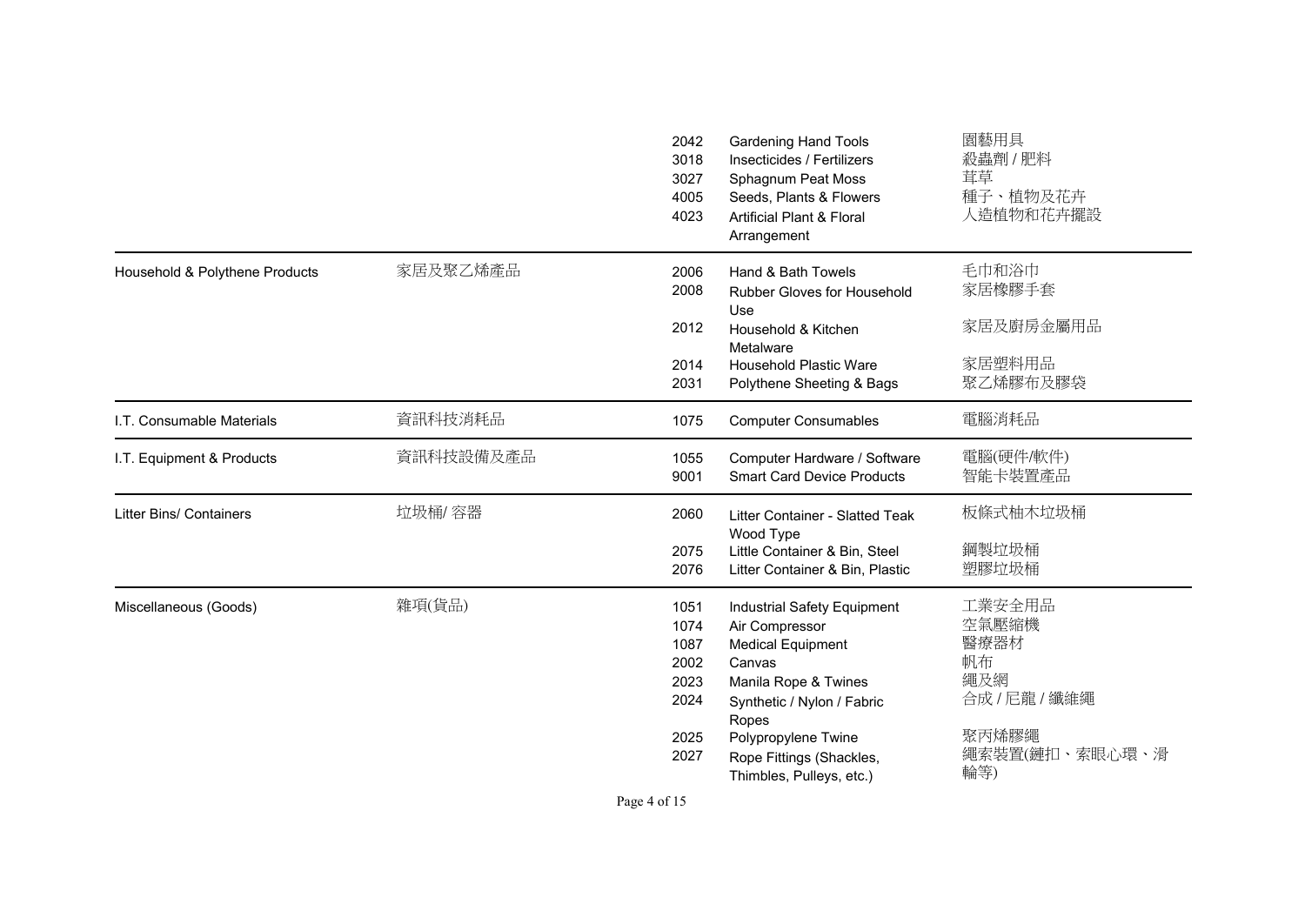| | | | | |
|---|---|---|---|---|
| | | 2042 | Gardening Hand Tools | 園藝用具 |
| | | 3018 | Insecticides / Fertilizers | 殺蟲劑 / 肥料 |
| | | 3027 | Sphagnum Peat Moss | 茸草 |
| | | 4005 | Seeds, Plants & Flowers | 種子、植物及花卉 |
| | | 4023 | Artificial Plant & Floral Arrangement | 人造植物和花卉擺設 |
| Household & Polythene Products | 家居及聚乙烯產品 | 2006 | Hand & Bath Towels | 毛巾和浴巾 |
| | | 2008 | Rubber Gloves for Household Use | 家居橡膠手套 |
| | | 2012 | Household & Kitchen Metalware | 家居及廚房金屬用品 |
| | | 2014 | Household Plastic Ware | 家居塑料用品 |
| | | 2031 | Polythene Sheeting & Bags | 聚乙烯膠布及膠袋 |
| I.T. Consumable Materials | 資訊科技消耗品 | 1075 | Computer Consumables | 電腦消耗品 |
| I.T. Equipment & Products | 資訊科技設備及產品 | 1055 | Computer Hardware / Software | 電腦(硬件/軟件) |
| | | 9001 | Smart Card Device Products | 智能卡裝置產品 |
| Litter Bins/ Containers | 垃圾桶/ 容器 | 2060 | Litter Container - Slatted Teak Wood Type | 板條式柚木垃圾桶 |
| | | 2075 | Little Container & Bin, Steel | 鋼製垃圾桶 |
| | | 2076 | Litter Container & Bin, Plastic | 塑膠垃圾桶 |
| Miscellaneous (Goods) | 雜項(貨品) | 1051 | Industrial Safety Equipment | 工業安全用品 |
| | | 1074 | Air Compressor | 空氣壓縮機 |
| | | 1087 | Medical Equipment | 醫療器材 |
| | | 2002 | Canvas | 帆布 |
| | | 2023 | Manila Rope & Twines | 繩及網 |
| | | 2024 | Synthetic / Nylon / Fabric Ropes | 合成 / 尼龍 / 纖維繩 |
| | | 2025 | Polypropylene Twine | 聚丙烯膠繩 |
| | | 2027 | Rope Fittings (Shackles, Thimbles, Pulleys, etc.) | 繩索裝置(鏈扣、索眼心環、滑輪等) |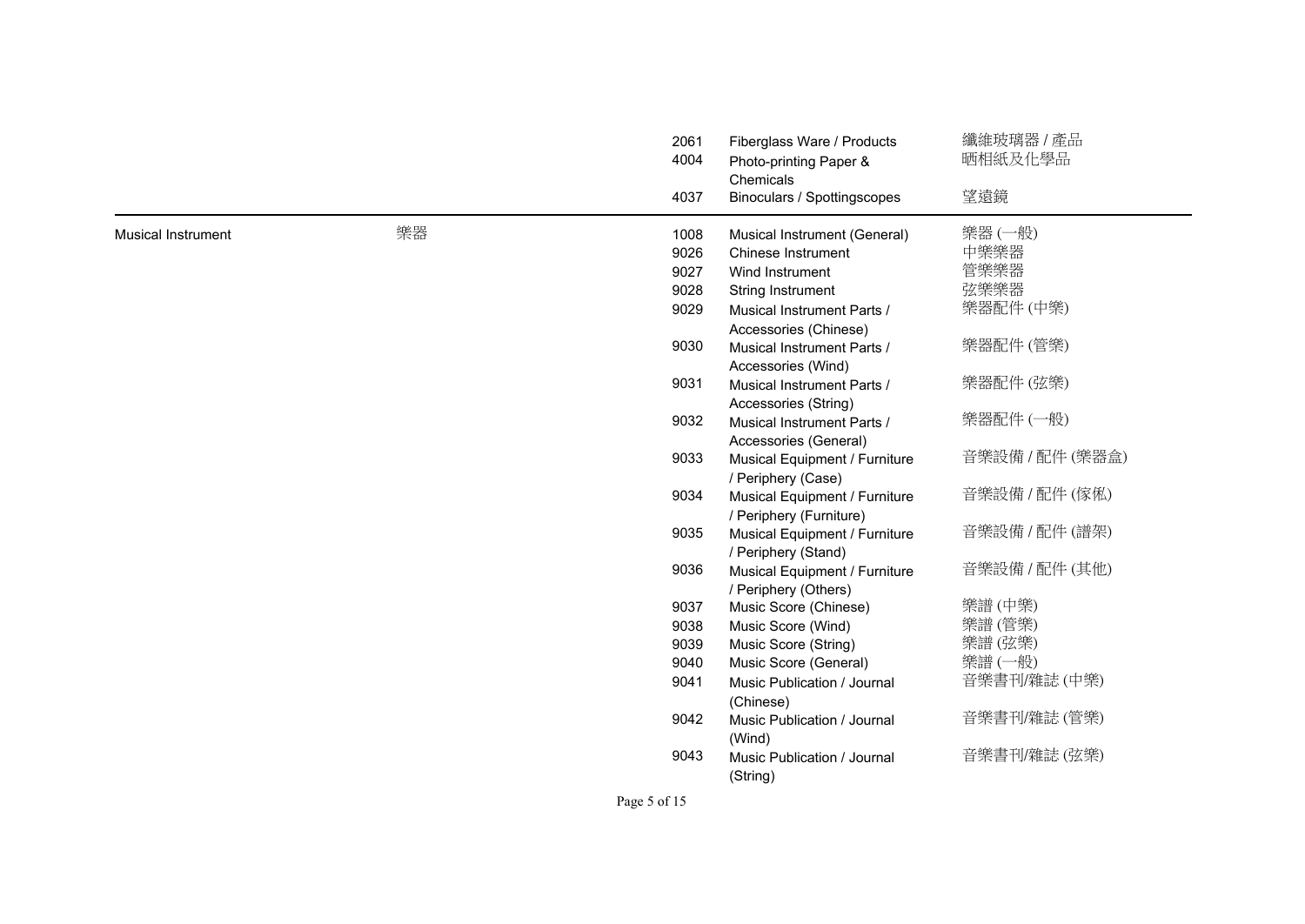| | | | | |
|---|---|---|---|---|
| | | 2061 | Fiberglass Ware / Products | 纖維玻璃器 / 產品 |
| | | 4004 | Photo-printing Paper & Chemicals | 晒相紙及化學品 |
| | | 4037 | Binoculars / Spottingscopes | 望遠鏡 |
| Musical Instrument | 樂器 | 1008 | Musical Instrument (General) | 樂器 (一般) |
| | | 9026 | Chinese Instrument | 中樂樂器 |
| | | 9027 | Wind Instrument | 管樂樂器 |
| | | 9028 | String Instrument | 弦樂樂器 |
| | | 9029 | Musical Instrument Parts / Accessories (Chinese) | 樂器配件 (中樂) |
| | | 9030 | Musical Instrument Parts / Accessories (Wind) | 樂器配件 (管樂) |
| | | 9031 | Musical Instrument Parts / Accessories (String) | 樂器配件 (弦樂) |
| | | 9032 | Musical Instrument Parts / Accessories (General) | 樂器配件 (一般) |
| | | 9033 | Musical Equipment / Furniture / Periphery (Case) | 音樂設備 / 配件 (樂器盒) |
| | | 9034 | Musical Equipment / Furniture / Periphery (Furniture) | 音樂設備 / 配件 (傢俬) |
| | | 9035 | Musical Equipment / Furniture / Periphery (Stand) | 音樂設備 / 配件 (譜架) |
| | | 9036 | Musical Equipment / Furniture / Periphery (Others) | 音樂設備 / 配件 (其他) |
| | | 9037 | Music Score (Chinese) | 樂譜 (中樂) |
| | | 9038 | Music Score (Wind) | 樂譜 (管樂) |
| | | 9039 | Music Score (String) | 樂譜 (弦樂) |
| | | 9040 | Music Score (General) | 樂譜 (一般) |
| | | 9041 | Music Publication / Journal (Chinese) | 音樂書刊/雜誌 (中樂) |
| | | 9042 | Music Publication / Journal (Wind) | 音樂書刊/雜誌 (管樂) |
| | | 9043 | Music Publication / Journal (String) | 音樂書刊/雜誌 (弦樂) |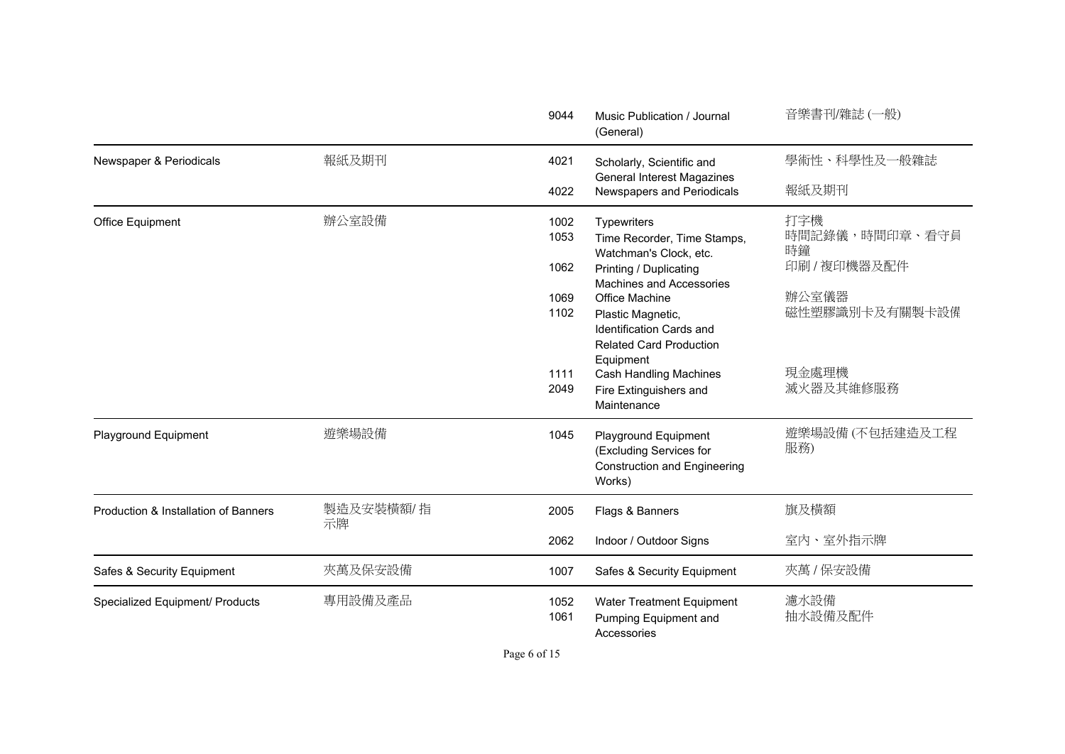| | | | | |
|---|---|---|---|---|
| | | 9044 | Music Publication / Journal (General) | 音樂書刊/雜誌 (一般) |
| Newspaper & Periodicals | 報紙及期刊 | 4021 | Scholarly, Scientific and General Interest Magazines | 學術性、科學性及一般雜誌 |
| | | 4022 | Newspapers and Periodicals | 報紙及期刊 |
| Office Equipment | 辦公室設備 | 1002 | Typewriters | 打字機 |
| | | 1053 | Time Recorder, Time Stamps, Watchman's Clock, etc. | 時間記錄儀，時間印章、看守員時鐘 |
| | | 1062 | Printing / Duplicating Machines and Accessories | 印刷 / 複印機器及配件 |
| | | 1069 | Office Machine | 辦公室儀器 |
| | | 1102 | Plastic Magnetic, Identification Cards and Related Card Production Equipment | 磁性塑膠識別卡及有關製卡設備 |
| | | 1111 | Cash Handling Machines | 現金處理機 |
| | | 2049 | Fire Extinguishers and Maintenance | 滅火器及其維修服務 |
| Playground Equipment | 遊樂場設備 | 1045 | Playground Equipment (Excluding Services for Construction and Engineering Works) | 遊樂場設備 (不包括建造及工程服務) |
| Production & Installation of Banners | 製造及安裝横額/ 指示牌 | 2005 | Flags & Banners | 旗及横額 |
| | | 2062 | Indoor / Outdoor Signs | 室內、室外指示牌 |
| Safes & Security Equipment | 夾萬及保安設備 | 1007 | Safes & Security Equipment | 夾萬 / 保安設備 |
| Specialized Equipment/ Products | 專用設備及產品 | 1052 | Water Treatment Equipment | 濾水設備 |
| | | 1061 | Pumping Equipment and Accessories | 抽水設備及配件 |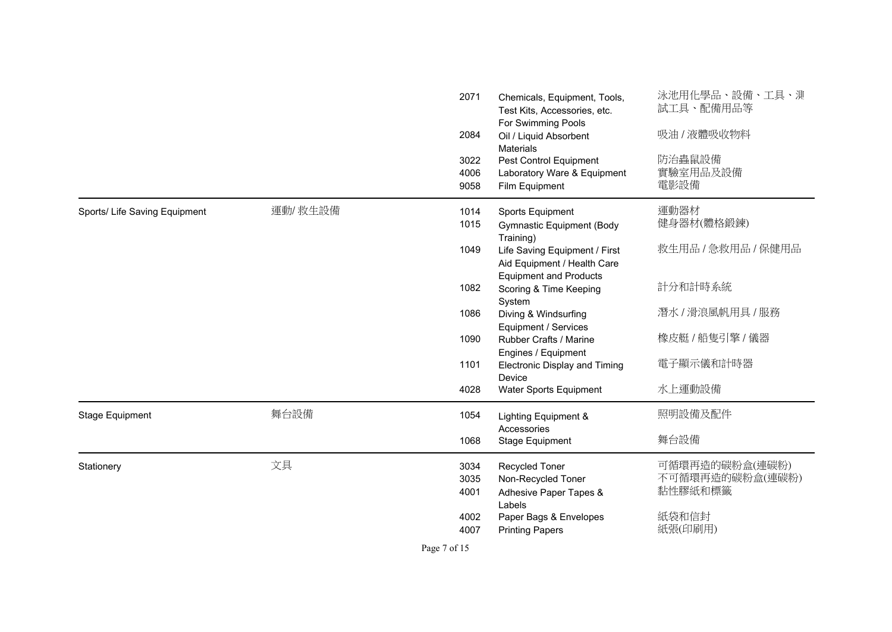| | | | | |
|---|---|---|---|---|
| | | 2071 | Chemicals, Equipment, Tools, Test Kits, Accessories, etc. For Swimming Pools | 泳池用化學品、設備、工具、測試工具、配備用品等 |
| | | 2084 | Oil / Liquid Absorbent Materials | 吸油 / 液體吸收物料 |
| | | 3022 | Pest Control Equipment | 防治蟲鼠設備 |
| | | 4006 | Laboratory Ware & Equipment | 實驗室用品及設備 |
| | | 9058 | Film Equipment | 電影設備 |
| Sports/ Life Saving Equipment | 運動/ 救生設備 | 1014 | Sports Equipment | 運動器材 |
| | | 1015 | Gymnastic Equipment (Body Training) | 健身器材(體格鍛鍊) |
| | | 1049 | Life Saving Equipment / First Aid Equipment / Health Care Equipment and Products | 救生用品 / 急救用品 / 保健用品 |
| | | 1082 | Scoring & Time Keeping System | 計分和計時系統 |
| | | 1086 | Diving & Windsurfing Equipment / Services | 潛水 / 滑浪風帆用具 / 服務 |
| | | 1090 | Rubber Crafts / Marine Engines / Equipment | 橡皮艇 / 船隻引擎 / 儀器 |
| | | 1101 | Electronic Display and Timing Device | 電子顯示儀和計時器 |
| | | 4028 | Water Sports Equipment | 水上運動設備 |
| Stage Equipment | 舞台設備 | 1054 | Lighting Equipment & Accessories | 照明設備及配件 |
| | | 1068 | Stage Equipment | 舞台設備 |
| Stationery | 文具 | 3034 | Recycled Toner | 可循環再造的碳粉盒(連碳粉) |
| | | 3035 | Non-Recycled Toner | 不可循環再造的碳粉盒(連碳粉) |
| | | 4001 | Adhesive Paper Tapes & Labels | 黏性膠紙和標籤 |
| | | 4002 | Paper Bags & Envelopes | 紙袋和信封 |
| | | 4007 | Printing Papers | 紙張(印刷用) |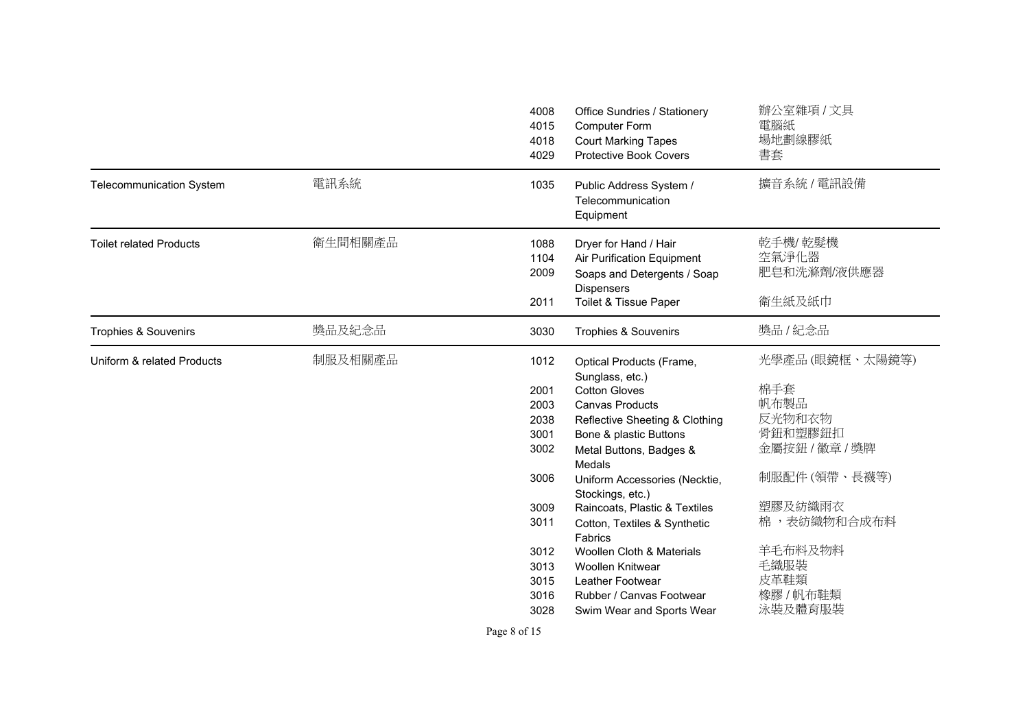| | | | | |
|---|---|---|---|---|
| | | 4008 | Office Sundries / Stationery | 辦公室雜項 / 文具 |
| | | 4015 | Computer Form | 電腦紙 |
| | | 4018 | Court Marking Tapes | 場地劃線膠紙 |
| | | 4029 | Protective Book Covers | 書套 |
| Telecommunication System | 電訊系統 | 1035 | Public Address System / Telecommunication Equipment | 擴音系統 / 電訊設備 |
| Toilet related Products | 衛生間相關產品 | 1088 | Dryer for Hand / Hair | 乾手機/ 乾髮機 |
| | | 1104 | Air Purification Equipment | 空氣淨化器 |
| | | 2009 | Soaps and Detergents / Soap Dispensers | 肥皂和洗滌劑/液供應器 |
| | | 2011 | Toilet & Tissue Paper | 衛生紙及紙巾 |
| Trophies & Souvenirs | 獎品及紀念品 | 3030 | Trophies & Souvenirs | 獎品 / 紀念品 |
| Uniform & related Products | 制服及相關產品 | 1012 | Optical Products (Frame, Sunglass, etc.) | 光學產品 (眼鏡框、太陽鏡等) |
| | | 2001 | Cotton Gloves | 棉手套 |
| | | 2003 | Canvas Products | 帆布製品 |
| | | 2038 | Reflective Sheeting & Clothing | 反光物和衣物 |
| | | 3001 | Bone & plastic Buttons | 骨鈕和塑膠鈕扣 |
| | | 3002 | Metal Buttons, Badges & Medals | 金屬按鈕 / 徽章 / 獎牌 |
| | | 3006 | Uniform Accessories (Necktie, Stockings, etc.) | 制服配件 (領帶、長襪等) |
| | | 3009 | Raincoats, Plastic & Textiles | 塑膠及紡織雨衣 |
| | | 3011 | Cotton, Textiles & Synthetic Fabrics | 棉 ，表紡織物和合成布料 |
| | | 3012 | Woollen Cloth & Materials | 羊毛布料及物料 |
| | | 3013 | Woollen Knitwear | 毛織服裝 |
| | | 3015 | Leather Footwear | 皮革鞋類 |
| | | 3016 | Rubber / Canvas Footwear | 橡膠 / 帆布鞋類 |
| | | 3028 | Swim Wear and Sports Wear | 泳裝及體育服裝 |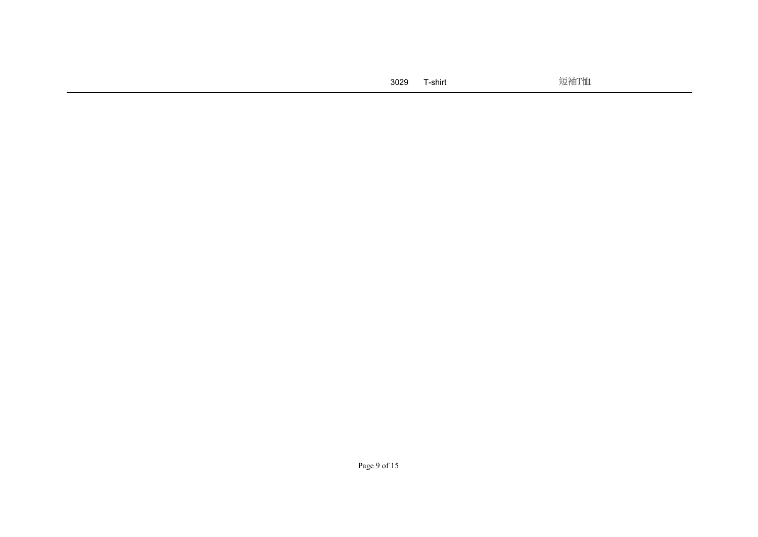| | 3029 | T-shirt | 短袖T恤 |
|---|---|---|---|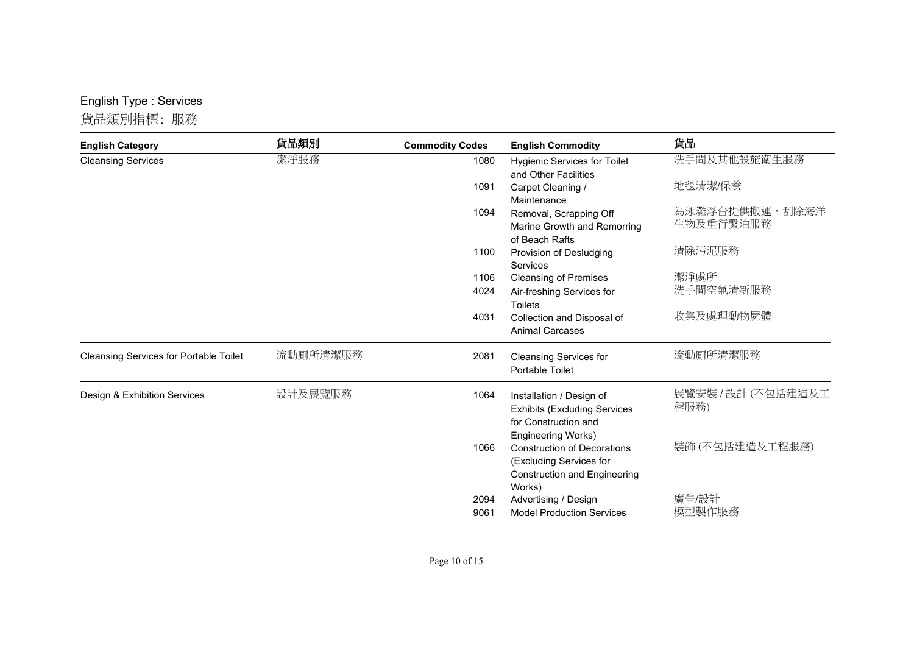English Type : Services

貨品類別指標:  服務

| English Category | 貨品類別 | Commodity Codes | English Commodity | 貨品 |
|---|---|---|---|---|
| Cleansing Services | 潔淨服務 | 1080 | Hygienic Services for Toilet and Other Facilities | 洗手間及其他設施衛生服務 |
| | | 1091 | Carpet Cleaning / Maintenance | 地毯清潔/保養 |
| | | 1094 | Removal, Scrapping Off Marine Growth and Remorring of Beach Rafts | 為泳灘浮台提供搬運、刮除海洋生物及重行繫泊服務 |
| | | 1100 | Provision of Desludging Services | 清除污泥服務 |
| | | 1106 | Cleansing of Premises | 潔淨處所 |
| | | 4024 | Air-freshing Services for Toilets | 洗手間空氣清新服務 |
| | | 4031 | Collection and Disposal of Animal Carcases | 收集及處理動物屍體 |
| Cleansing Services for Portable Toilet | 流動廁所清潔服務 | 2081 | Cleansing Services for Portable Toilet | 流動廁所清潔服務 |
| Design & Exhibition Services | 設計及展覽服務 | 1064 | Installation / Design of Exhibits (Excluding Services for Construction and Engineering Works) | 展覽安裝 / 設計 (不包括建造及工程服務) |
| | | 1066 | Construction of Decorations (Excluding Services for Construction and Engineering Works) | 裝飾 (不包括建造及工程服務) |
| | | 2094 | Advertising / Design | 廣告/設計 |
| | | 9061 | Model Production Services | 模型製作服務 |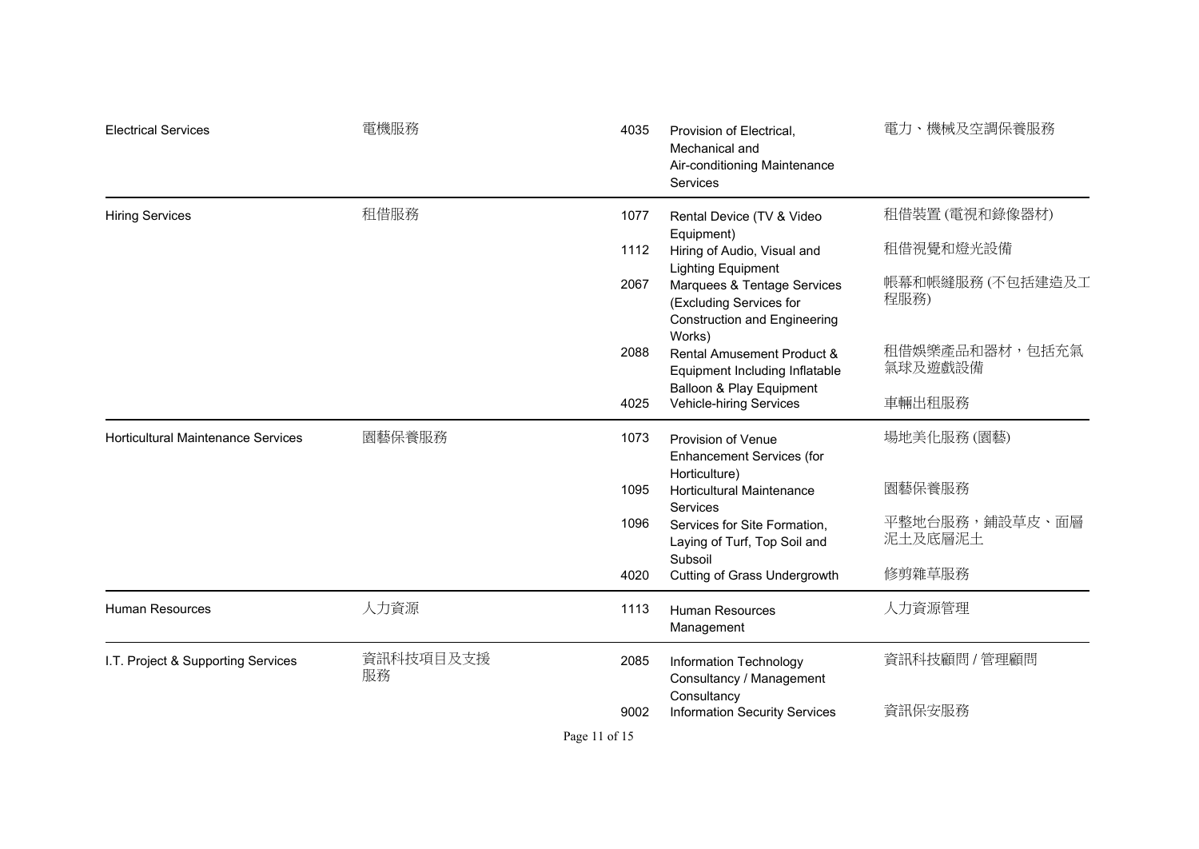| | | | | |
|---|---|---|---|---|
| Electrical Services | 電機服務 | 4035 | Provision of Electrical, Mechanical and Air-conditioning Maintenance Services | 電力、機械及空調保養服務 |
| Hiring Services | 租借服務 | 1077 | Rental Device (TV & Video Equipment) | 租借裝置 (電視和錄像器材) |
| | | 1112 | Hiring of Audio, Visual and Lighting Equipment | 租借視覺和燈光設備 |
| | | 2067 | Marquees & Tentage Services (Excluding Services for Construction and Engineering Works) | 帳幕和帳縫服務 (不包括建造及工程服務) |
| | | 2088 | Rental Amusement Product & Equipment Including Inflatable Balloon & Play Equipment | 租借娛樂產品和器材，包括充氣氣球及遊戲設備 |
| | | 4025 | Vehicle-hiring Services | 車輛出租服務 |
| Horticultural Maintenance Services | 園藝保養服務 | 1073 | Provision of Venue Enhancement Services (for Horticulture) | 場地美化服務 (園藝) |
| | | 1095 | Horticultural Maintenance Services | 園藝保養服務 |
| | | 1096 | Services for Site Formation, Laying of Turf, Top Soil and Subsoil | 平整地台服務，鋪設草皮、面層泥土及底層泥土 |
| | | 4020 | Cutting of Grass Undergrowth | 修剪雜草服務 |
| Human Resources | 人力資源 | 1113 | Human Resources Management | 人力資源管理 |
| I.T. Project & Supporting Services | 資訊科技項目及支援服務 | 2085 | Information Technology Consultancy / Management Consultancy | 資訊科技顧問 / 管理顧問 |
| | | 9002 | Information Security Services | 資訊保安服務 |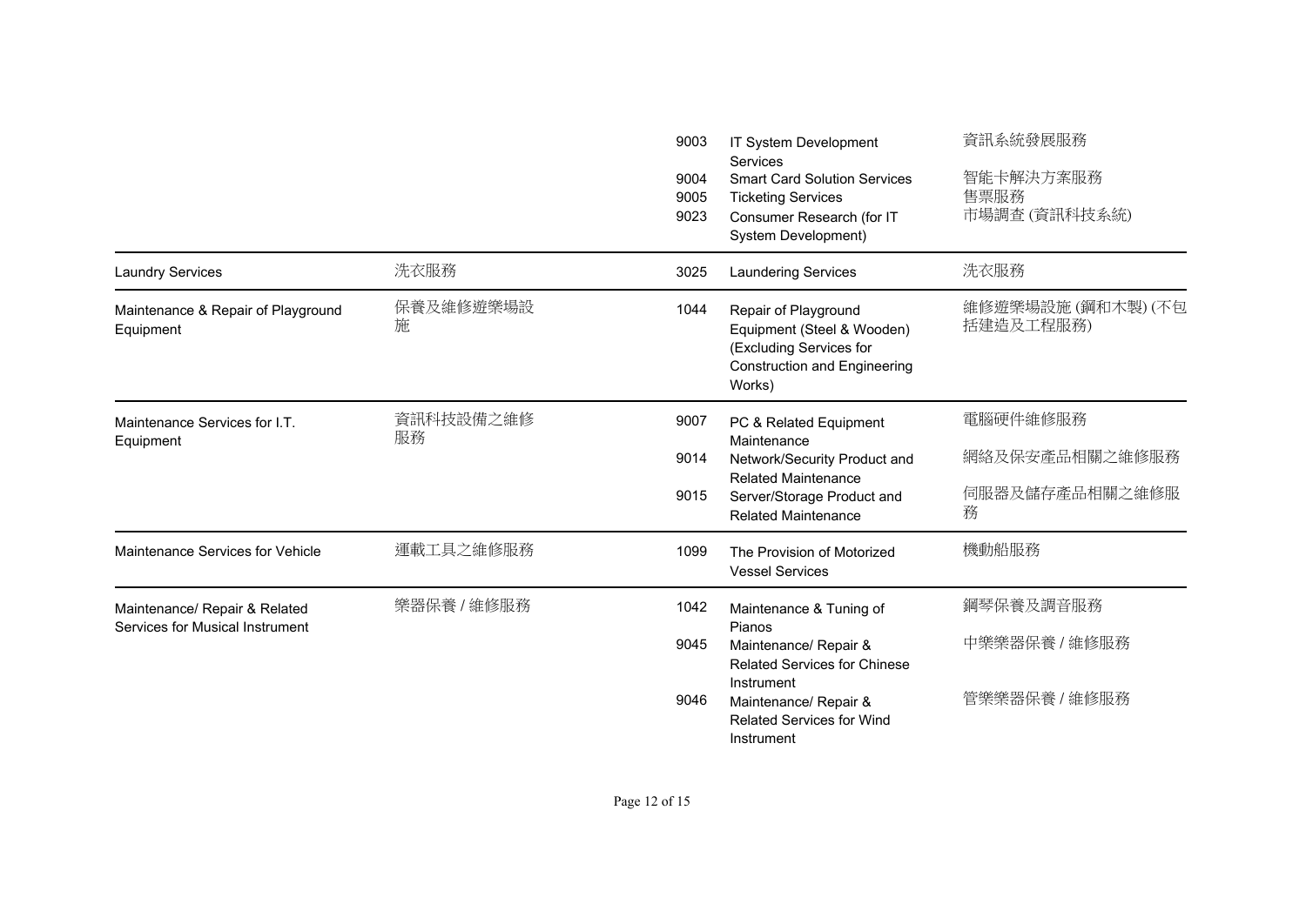| | | | | |
|---|---|---|---|---|
| | | 9003 | IT System Development Services | 資訊系統發展服務 |
| | | 9004 | Smart Card Solution Services | 智能卡解決方案服務 |
| | | 9005 | Ticketing Services | 售票服務 |
| | | 9023 | Consumer Research (for IT System Development) | 市場調查 (資訊科技系統) |
| Laundry Services | 洗衣服務 | 3025 | Laundering Services | 洗衣服務 |
| Maintenance & Repair of Playground Equipment | 保養及維修遊樂場設施 | 1044 | Repair of Playground Equipment (Steel & Wooden) (Excluding Services for Construction and Engineering Works) | 維修遊樂場設施 (鋼和木製) (不包括建造及工程服務) |
| Maintenance Services for I.T. Equipment | 資訊科技設備之維修服務 | 9007 | PC & Related Equipment Maintenance | 電腦硬件維修服務 |
| | | 9014 | Network/Security Product and Related Maintenance | 網絡及保安產品相關之維修服務 |
| | | 9015 | Server/Storage Product and Related Maintenance | 伺服器及儲存產品相關之維修服務 |
| Maintenance Services for Vehicle | 運載工具之維修服務 | 1099 | The Provision of Motorized Vessel Services | 機動船服務 |
| Maintenance/ Repair & Related Services for Musical Instrument | 樂器保養 / 維修服務 | 1042 | Maintenance & Tuning of Pianos | 鋼琴保養及調音服務 |
| | | 9045 | Maintenance/ Repair & Related Services for Chinese Instrument | 中樂樂器保養 / 維修服務 |
| | | 9046 | Maintenance/ Repair & Related Services for Wind Instrument | 管樂樂器保養 / 維修服務 |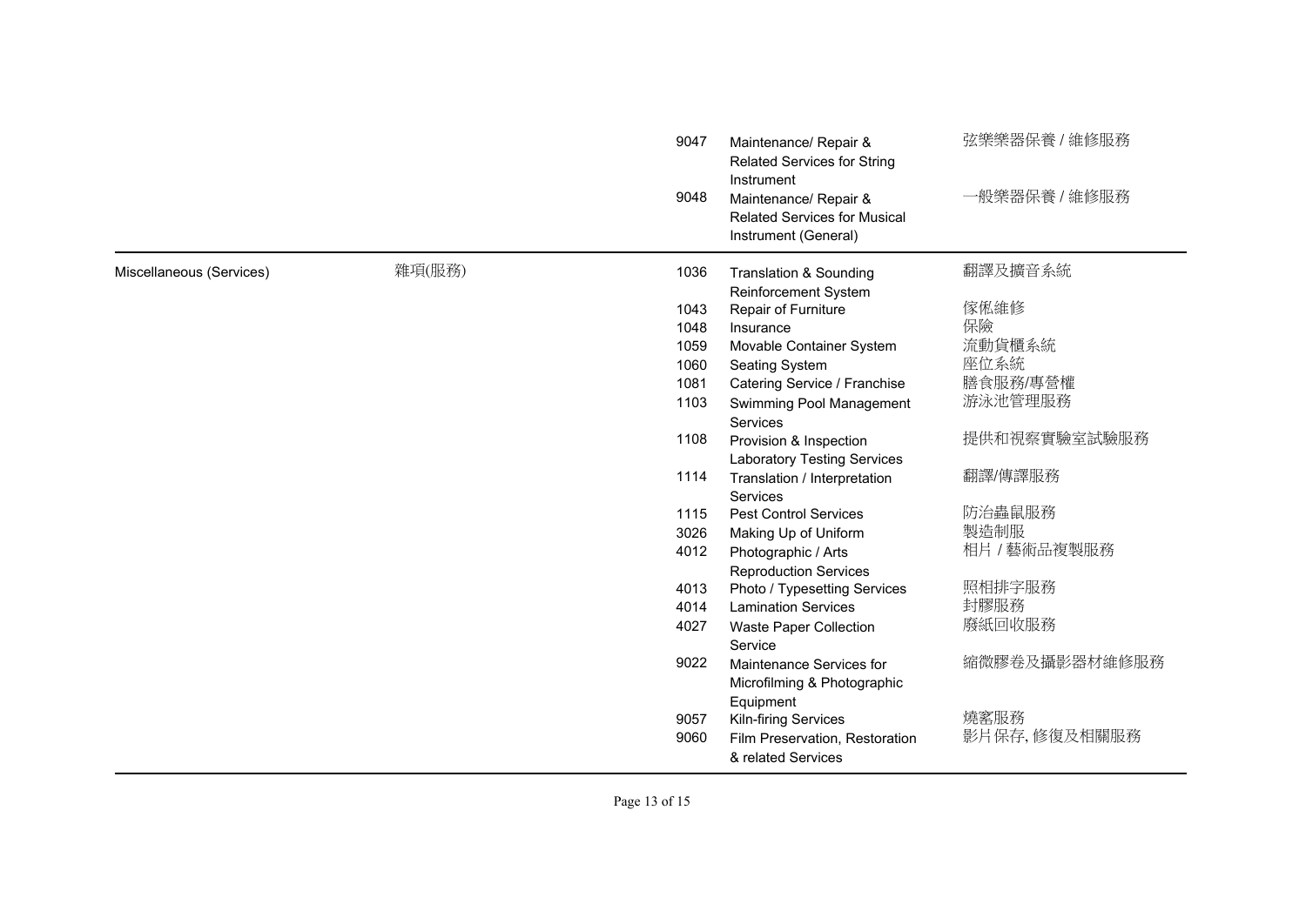| | | | | |
|---|---|---|---|---|
| | | 9047 | Maintenance/ Repair & Related Services for String Instrument | 弦樂樂器保養 / 維修服務 |
| | | 9048 | Maintenance/ Repair & Related Services for Musical Instrument (General) | 一般樂器保養 / 維修服務 |
| Miscellaneous (Services) | 雜項(服務) | 1036 | Translation & Sounding Reinforcement System | 翻譯及擴音系統 |
| | | 1043 | Repair of Furniture | 傢俬維修 |
| | | 1048 | Insurance | 保險 |
| | | 1059 | Movable Container System | 流動貨櫃系統 |
| | | 1060 | Seating System | 座位系統 |
| | | 1081 | Catering Service / Franchise | 膳食服務/專營權 |
| | | 1103 | Swimming Pool Management Services | 游泳池管理服務 |
| | | 1108 | Provision & Inspection Laboratory Testing Services | 提供和視察實驗室試驗服務 |
| | | 1114 | Translation / Interpretation Services | 翻譯/傳譯服務 |
| | | 1115 | Pest Control Services | 防治蟲鼠服務 |
| | | 3026 | Making Up of Uniform | 製造制服 |
| | | 4012 | Photographic / Arts Reproduction Services | 相片 / 藝術品複製服務 |
| | | 4013 | Photo / Typesetting Services | 照相排字服務 |
| | | 4014 | Lamination Services | 封膠服務 |
| | | 4027 | Waste Paper Collection Service | 廢紙回收服務 |
| | | 9022 | Maintenance Services for Microfilming & Photographic Equipment | 縮微膠卷及攝影器材維修服務 |
| | | 9057 | Kiln-firing Services | 燒窰服務 |
| | | 9060 | Film Preservation, Restoration & related Services | 影片保存, 修復及相關服務 |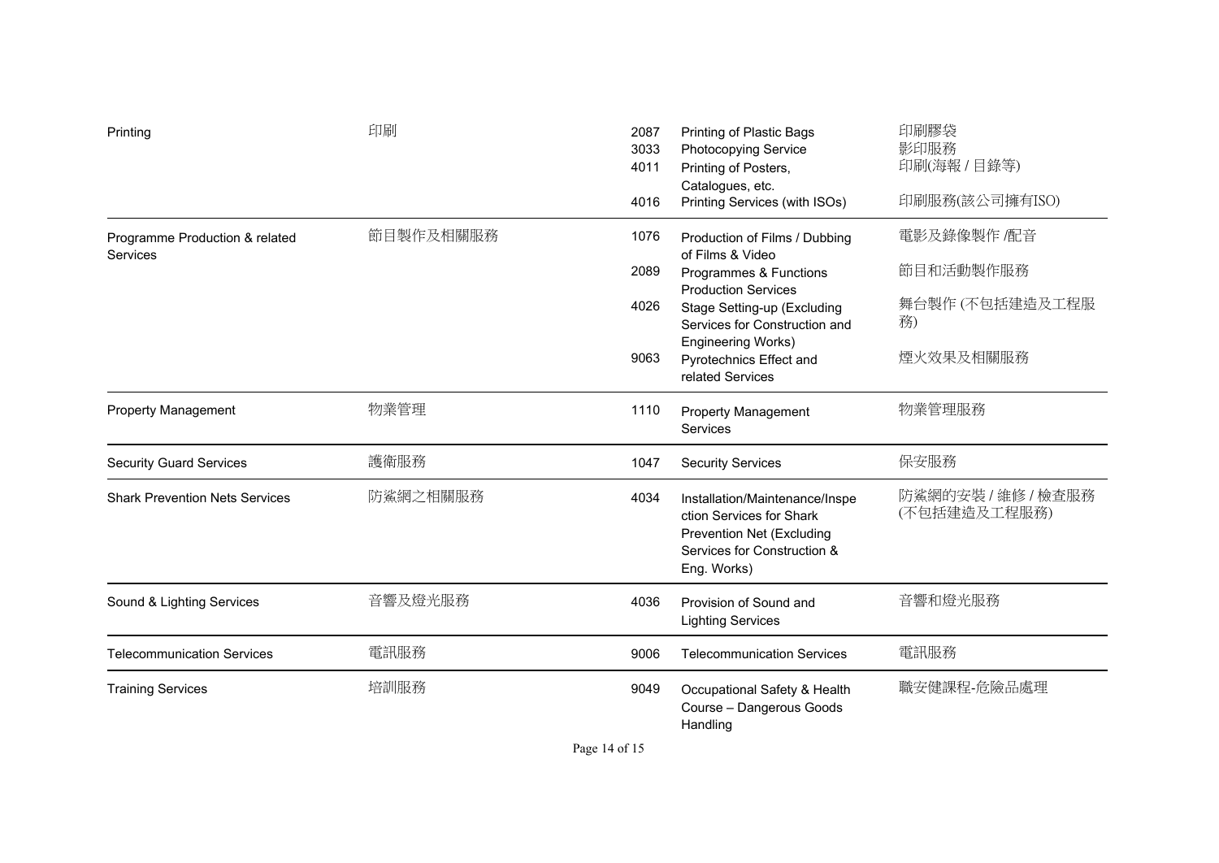| | | | | |
|---|---|---|---|---|
| Printing | 印刷 | 2087<br>3033<br>4011<br>4016 | Printing of Plastic Bags<br>Photocopying Service<br>Printing of Posters, Catalogues, etc.<br>Printing Services (with ISOs) | 印刷膠袋<br>影印服務<br>印刷(海報 / 目錄等)<br>印刷服務(該公司擁有ISO) |
| Programme Production & related Services | 節目製作及相關服務 | 1076<br>2089<br>4026<br>9063 | Production of Films / Dubbing of Films & Video<br>Programmes & Functions Production Services<br>Stage Setting-up (Excluding Services for Construction and Engineering Works)<br>Pyrotechnics Effect and related Services | 電影及錄像製作 /配音<br>節目和活動製作服務<br>舞台製作 (不包括建造及工程服務)<br>煙火效果及相關服務 |
| Property Management | 物業管理 | 1110 | Property Management Services | 物業管理服務 |
| Security Guard Services | 護衛服務 | 1047 | Security Services | 保安服務 |
| Shark Prevention Nets Services | 防鯊網之相關服務 | 4034 | Installation/Maintenance/Inspection Services for Shark Prevention Net (Excluding Services for Construction & Eng. Works) | 防鯊網的安裝 / 維修 / 檢查服務 (不包括建造及工程服務) |
| Sound & Lighting Services | 音響及燈光服務 | 4036 | Provision of Sound and Lighting Services | 音響和燈光服務 |
| Telecommunication Services | 電訊服務 | 9006 | Telecommunication Services | 電訊服務 |
| Training Services | 培訓服務 | 9049 | Occupational Safety & Health Course – Dangerous Goods Handling | 職安健課程-危險品處理 |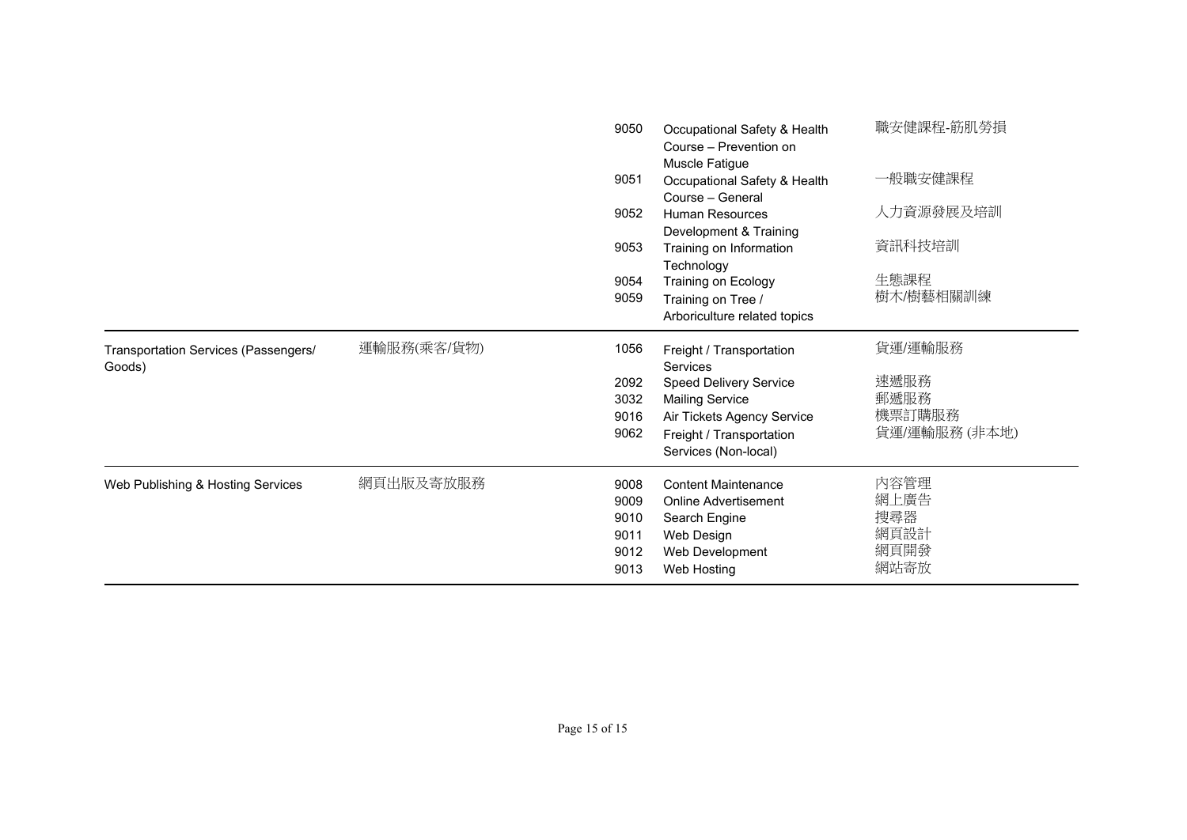| | | | | |
|---|---|---|---|---|
| | | 9050 | Occupational Safety & Health Course – Prevention on Muscle Fatigue | 職安健課程-筋肌勞損 |
| | | 9051 | Occupational Safety & Health Course – General | 一般職安健課程 |
| | | 9052 | Human Resources Development & Training | 人力資源發展及培訓 |
| | | 9053 | Training on Information Technology | 資訊科技培訓 |
| | | 9054 | Training on Ecology | 生態課程 |
| | | 9059 | Training on Tree / Arboriculture related topics | 樹木/樹藝相關訓練 |
| Transportation Services (Passengers/ Goods) | 運輸服務(乘客/貨物) | 1056 | Freight / Transportation Services | 貨運/運輸服務 |
| | | 2092 | Speed Delivery Service | 速遞服務 |
| | | 3032 | Mailing Service | 郵遞服務 |
| | | 9016 | Air Tickets Agency Service | 機票訂購服務 |
| | | 9062 | Freight / Transportation Services (Non-local) | 貨運/運輸服務 (非本地) |
| Web Publishing & Hosting Services | 網頁出版及寄放服務 | 9008 | Content Maintenance | 內容管理 |
| | | 9009 | Online Advertisement | 網上廣告 |
| | | 9010 | Search Engine | 搜尋器 |
| | | 9011 | Web Design | 網頁設計 |
| | | 9012 | Web Development | 網頁開發 |
| | | 9013 | Web Hosting | 網站寄放 |